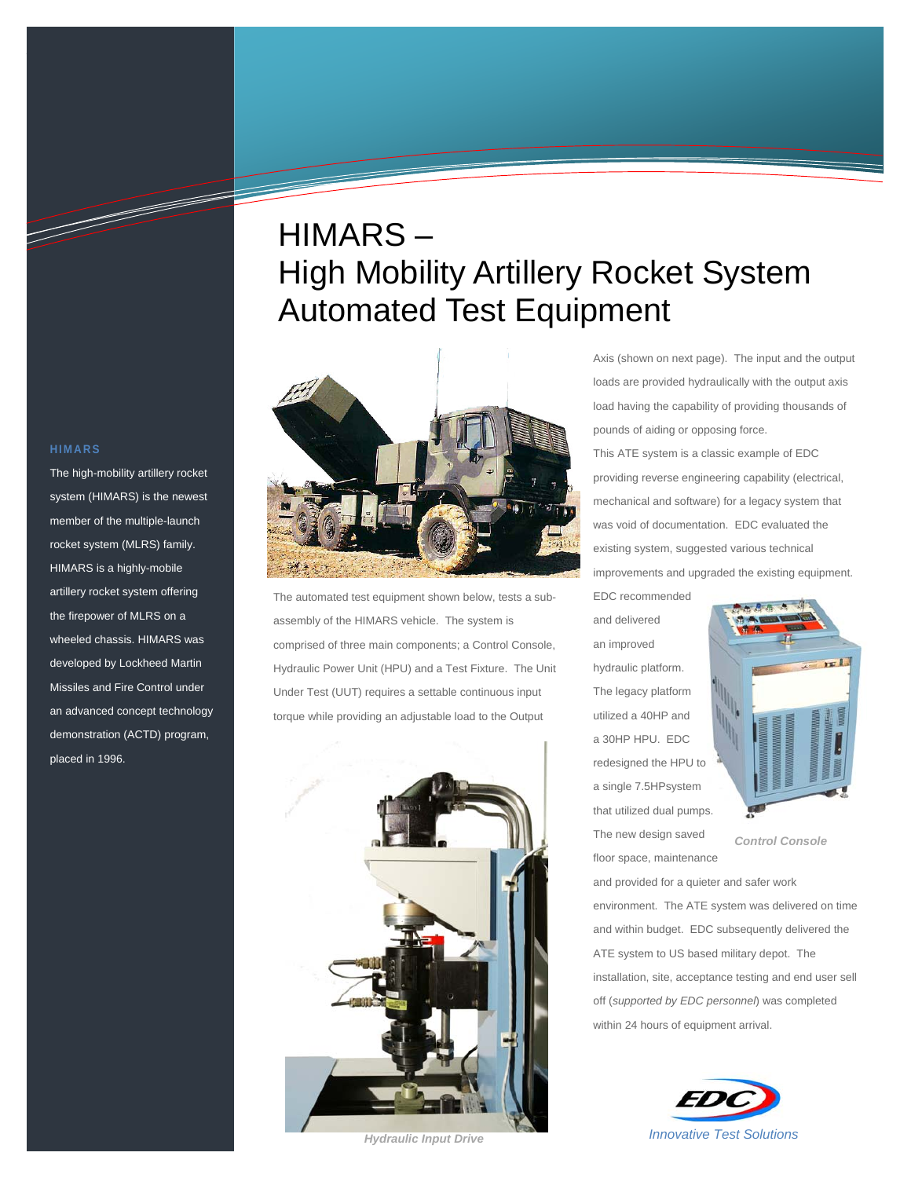# HIMARS – High Mobility Artillery Rocket System Automated Test Equipment

### HIMARS

The high-mobility artillery rocket system (HIMARS) is the newest member of the multiple-launch rocket system (MLRS) family. HIMARS is a highly-mobile artillery rocket system offering the firepower of MLRS on a wheeled chassis. HIMARS was developed by Lockheed Martin Missiles and Fire Control under an advanced concept technology demonstration (ACTD) program, placed in 1996.

The automated test equipment shown below, tests a sub-assembly of the HIMARS vehicle. The system is comprised of three main components; a Control Console, Hydraulic Power Unit (HPU) and a Test Fixture. The Unit Under Test (UUT) requires a settable continuous input torque while providing an adjustable load to the Output Axis (shown on next page). The input and the output loads are provided hydraulically with the output axis load having the capability of providing thousands of pounds of aiding or opposing force.

*Hydraulic Input Drive*

This ATE system is a classic example of EDC providing reverse engineering capability (electrical, mechanical and software) for a legacy system that was void of documentation. EDC evaluated the existing system, suggested various technical improvements and upgraded the existing equipment. EDC recommended and delivered an improved hydraulic platform. The legacy platform utilized a 40HP and a 30HP HPU. EDC redesigned the HPU to a single 7.5HPsystem that utilized dual pumps. The new design saved floor space, maintenance and provided for a quieter and safer work environment. The ATE system was delivered on time and within budget. EDC subsequently delivered the ATE system to US based military depot. The installation, site, acceptance testing and end user sell off (*supported by EDC personnel*) was completed within 24 hours of equipment arrival.

*Control Console*

EDC

*Innovative Test Solutions*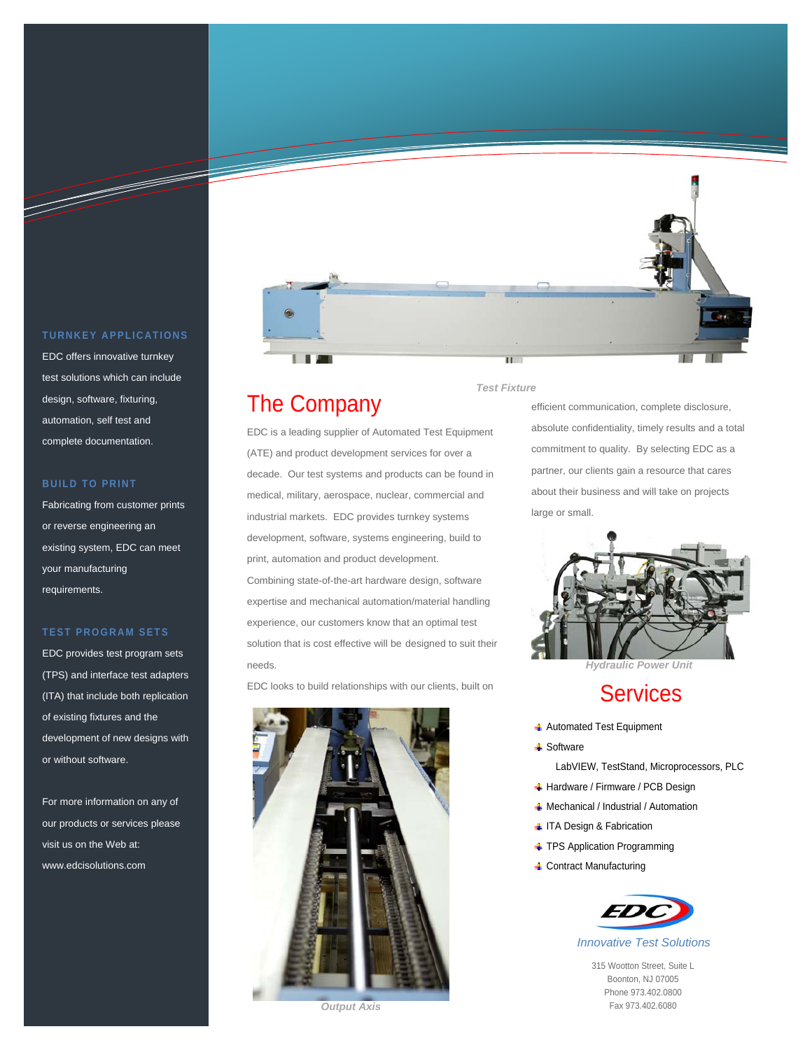### TURNKEY APPLICATIONS

EDC offers innovative turnkey test solutions which can include design, software, fixturing, automation, self test and complete documentation.

### BUILD TO PRINT

Fabricating from customer prints or reverse engineering an existing system, EDC can meet your manufacturing requirements.

### TEST PROGRAM SETS

EDC provides test program sets (TPS) and interface test adapters (ITA) that include both replication of existing fixtures and the development of new designs with or without software.

For more information on any of our products or services please visit us on the Web at: www.edcisolutions.com

*Test Fixture*

# The Company

EDC is a leading supplier of Automated Test Equipment (ATE) and product development services for over a decade. Our test systems and products can be found in medical, military, aerospace, nuclear, commercial and industrial markets. EDC provides turnkey systems development, software, systems engineering, build to print, automation and product development.

Combining state-of-the-art hardware design, software expertise and mechanical automation/material handling experience, our customers know that an optimal test solution that is cost effective will be designed to suit their needs.

EDC looks to build relationships with our clients, built on efficient communication, complete disclosure, absolute confidentiality, timely results and a total commitment to quality. By selecting EDC as a partner, our clients gain a resource that cares about their business and will take on projects large or small.

*Output Axis*

*Hydraulic Power Unit*

# Services

- Automated Test Equipment
- Software
  - LabVIEW, TestStand, Microprocessors, PLC
- Hardware / Firmware / PCB Design
- Mechanical / Industrial / Automation
- ITA Design & Fabrication
- TPS Application Programming
- Contract Manufacturing

EDC

*Innovative Test Solutions*

315 Wootton Street, Suite L
Boonton, NJ 07005
Phone 973.402.0800
Fax 973.402.6080